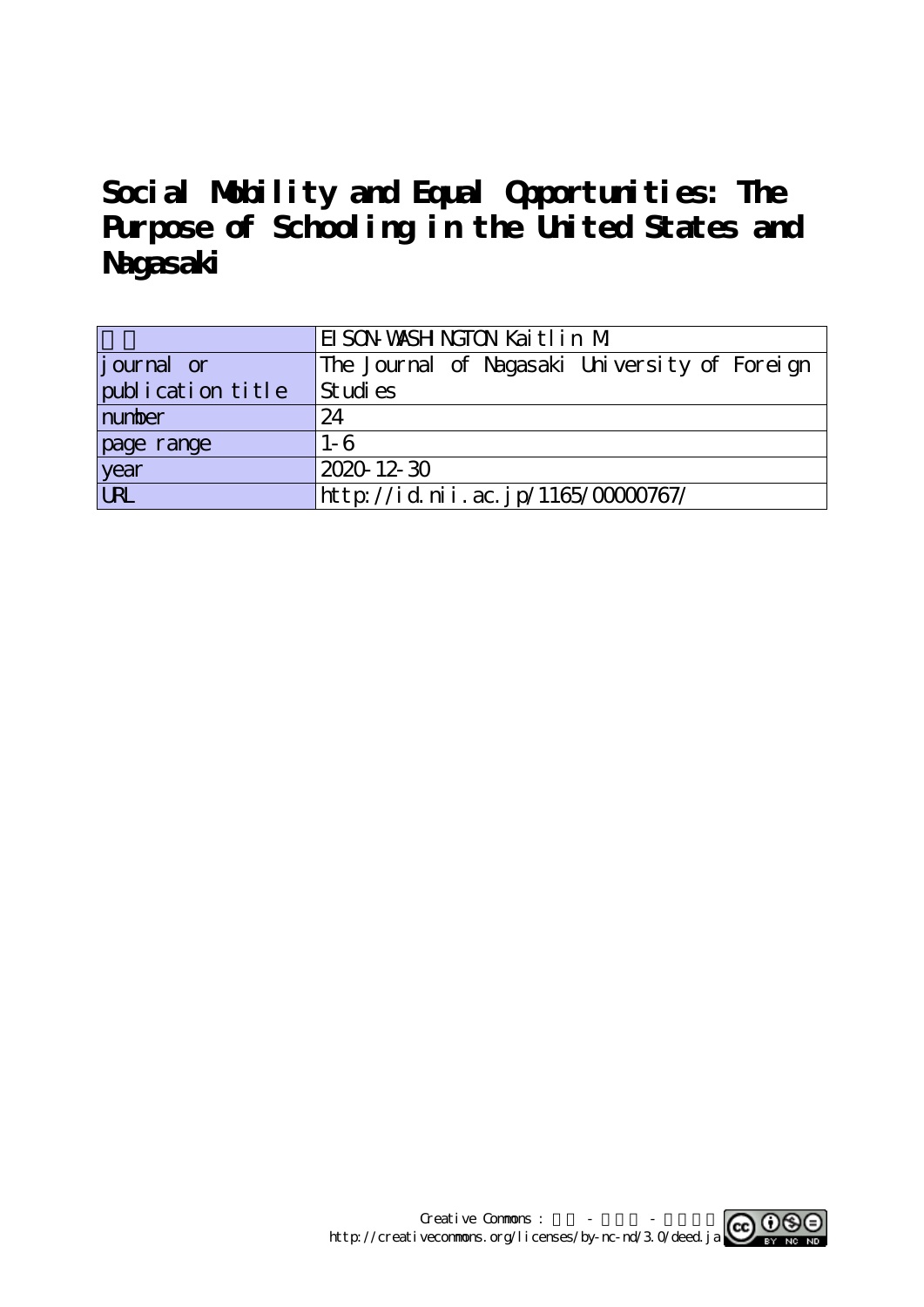# Social Mobility and Equal Opportunities: The Purpose of Schooling in the United States and Nagasaki

| | |
|---|---|
| 著者 | EISON-WASHINGTON Kaitlin M |
| journal or publication title | The Journal of Nagasaki University of Foreign Studies |
| number | 24 |
| page range | 1-6 |
| year | 2020-12-30 |
| URL | http://id.nii.ac.jp/1165/00000767/ |

Creative Commons : 表示 - 非営利 - 改変禁止
http://creativecommons.org/licenses/by-nc-nd/3.0/deed.ja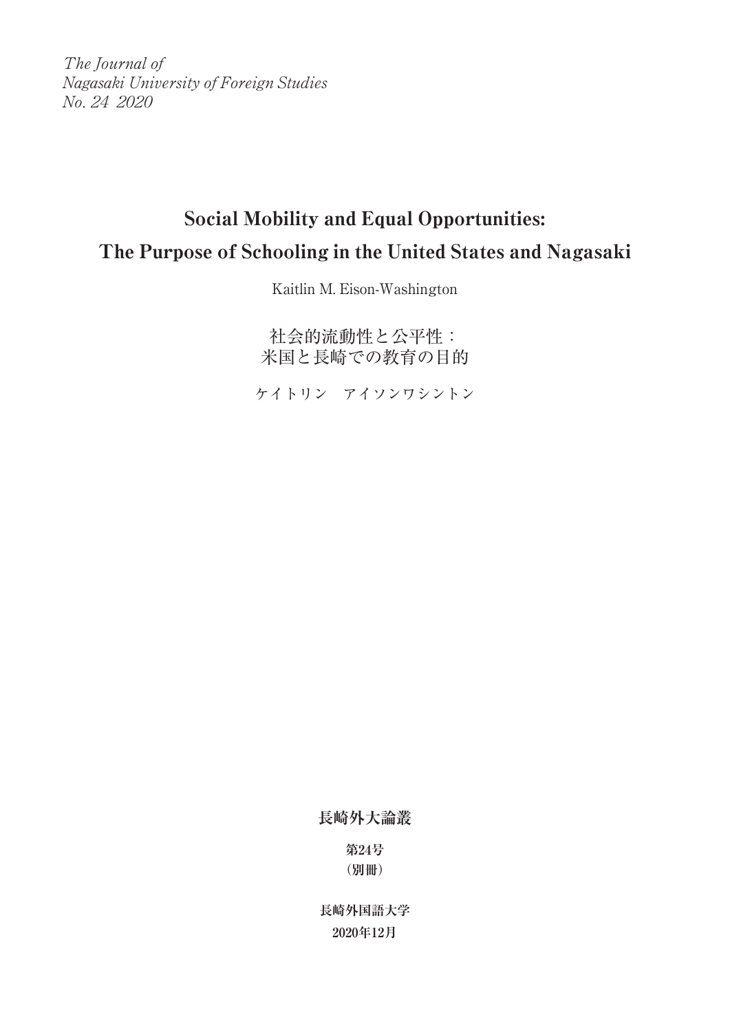*The Journal of*
*Nagasaki University of Foreign Studies*
*No. 24 2020*

# Social Mobility and Equal Opportunities: The Purpose of Schooling in the United States and Nagasaki

Kaitlin M. Eison-Washington

## 社会的流動性と公平性：米国と長崎での教育の目的

ケイトリン　アイソンワシントン

**長崎外大論叢**

**第24号**
**（別冊）**

**長崎外国語大学**
**2020年12月**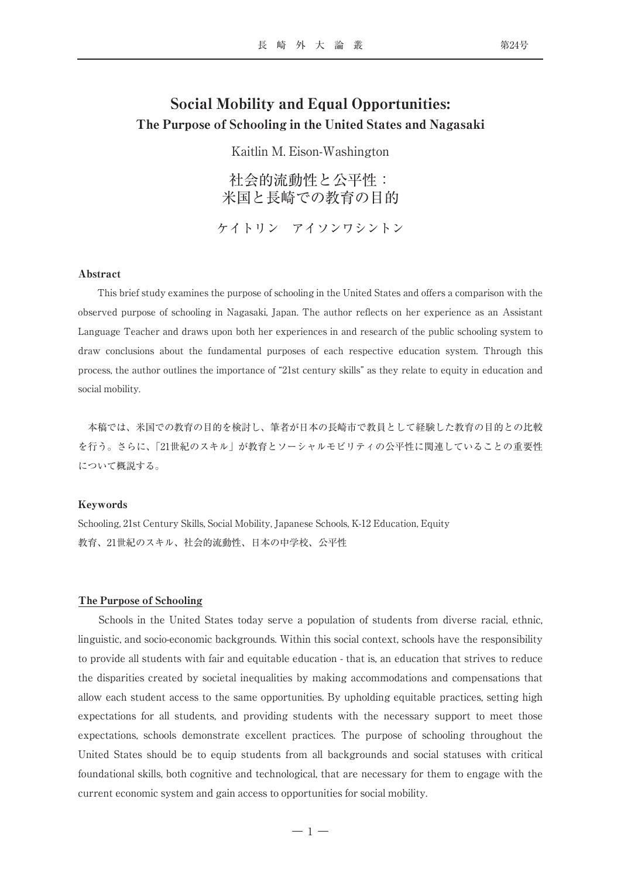# Social Mobility and Equal Opportunities: The Purpose of Schooling in the United States and Nagasaki

Kaitlin M. Eison-Washington

# 社会的流動性と公平性：米国と長崎での教育の目的

ケイトリン　アイソンワシントン

**Abstract**

This brief study examines the purpose of schooling in the United States and offers a comparison with the observed purpose of schooling in Nagasaki, Japan. The author reflects on her experience as an Assistant Language Teacher and draws upon both her experiences in and research of the public schooling system to draw conclusions about the fundamental purposes of each respective education system. Through this process, the author outlines the importance of "21st century skills" as they relate to equity in education and social mobility.

本稿では、米国での教育の目的を検討し、筆者が日本の長崎市で教員として経験した教育の目的との比較を行う。さらに、「21世紀のスキル」が教育とソーシャルモビリティの公平性に関連していることの重要性について概説する。

**Keywords**

Schooling, 21st Century Skills, Social Mobility, Japanese Schools, K-12 Education, Equity
教育、21世紀のスキル、社会的流動性、日本の中学校、公平性

## The Purpose of Schooling

Schools in the United States today serve a population of students from diverse racial, ethnic, linguistic, and socio-economic backgrounds. Within this social context, schools have the responsibility to provide all students with fair and equitable education - that is, an education that strives to reduce the disparities created by societal inequalities by making accommodations and compensations that allow each student access to the same opportunities. By upholding equitable practices, setting high expectations for all students, and providing students with the necessary support to meet those expectations, schools demonstrate excellent practices. The purpose of schooling throughout the United States should be to equip students from all backgrounds and social statuses with critical foundational skills, both cognitive and technological, that are necessary for them to engage with the current economic system and gain access to opportunities for social mobility.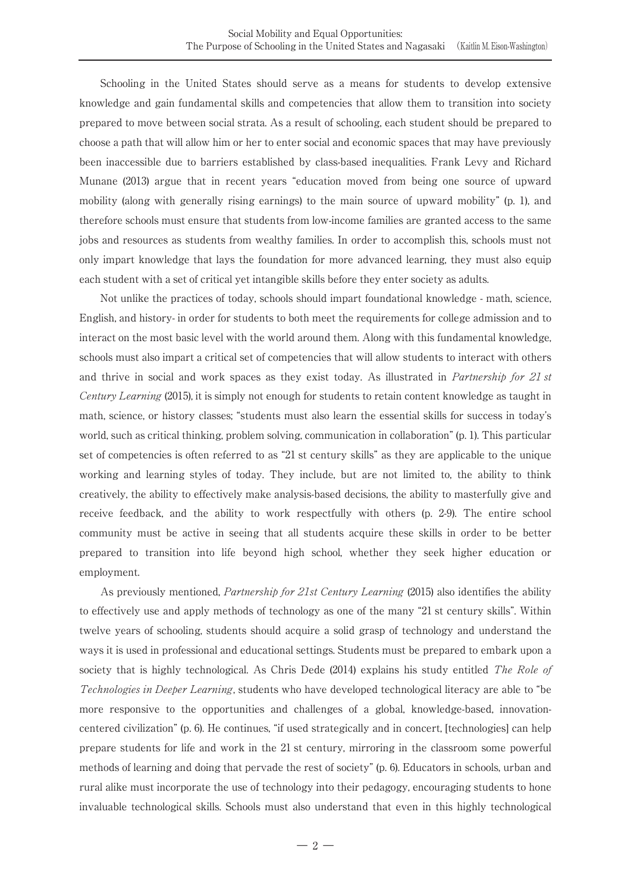Schooling in the United States should serve as a means for students to develop extensive knowledge and gain fundamental skills and competencies that allow them to transition into society prepared to move between social strata. As a result of schooling, each student should be prepared to choose a path that will allow him or her to enter social and economic spaces that may have previously been inaccessible due to barriers established by class-based inequalities. Frank Levy and Richard Munane (2013) argue that in recent years "education moved from being one source of upward mobility (along with generally rising earnings) to the main source of upward mobility" (p. 1), and therefore schools must ensure that students from low-income families are granted access to the same jobs and resources as students from wealthy families. In order to accomplish this, schools must not only impart knowledge that lays the foundation for more advanced learning, they must also equip each student with a set of critical yet intangible skills before they enter society as adults.

Not unlike the practices of today, schools should impart foundational knowledge - math, science, English, and history- in order for students to both meet the requirements for college admission and to interact on the most basic level with the world around them. Along with this fundamental knowledge, schools must also impart a critical set of competencies that will allow students to interact with others and thrive in social and work spaces as they exist today. As illustrated in *Partnership for 21 st Century Learning* (2015), it is simply not enough for students to retain content knowledge as taught in math, science, or history classes; "students must also learn the essential skills for success in today's world, such as critical thinking, problem solving, communication in collaboration" (p. 1). This particular set of competencies is often referred to as "21 st century skills" as they are applicable to the unique working and learning styles of today. They include, but are not limited to, the ability to think creatively, the ability to effectively make analysis-based decisions, the ability to masterfully give and receive feedback, and the ability to work respectfully with others (p. 2-9). The entire school community must be active in seeing that all students acquire these skills in order to be better prepared to transition into life beyond high school, whether they seek higher education or employment.

As previously mentioned, *Partnership for 21st Century Learning* (2015) also identifies the ability to effectively use and apply methods of technology as one of the many "21 st century skills". Within twelve years of schooling, students should acquire a solid grasp of technology and understand the ways it is used in professional and educational settings. Students must be prepared to embark upon a society that is highly technological. As Chris Dede (2014) explains his study entitled *The Role of Technologies in Deeper Learning*, students who have developed technological literacy are able to "be more responsive to the opportunities and challenges of a global, knowledge-based, innovation-centered civilization" (p. 6). He continues, "if used strategically and in concert, [technologies] can help prepare students for life and work in the 21 st century, mirroring in the classroom some powerful methods of learning and doing that pervade the rest of society" (p. 6). Educators in schools, urban and rural alike must incorporate the use of technology into their pedagogy, encouraging students to hone invaluable technological skills. Schools must also understand that even in this highly technological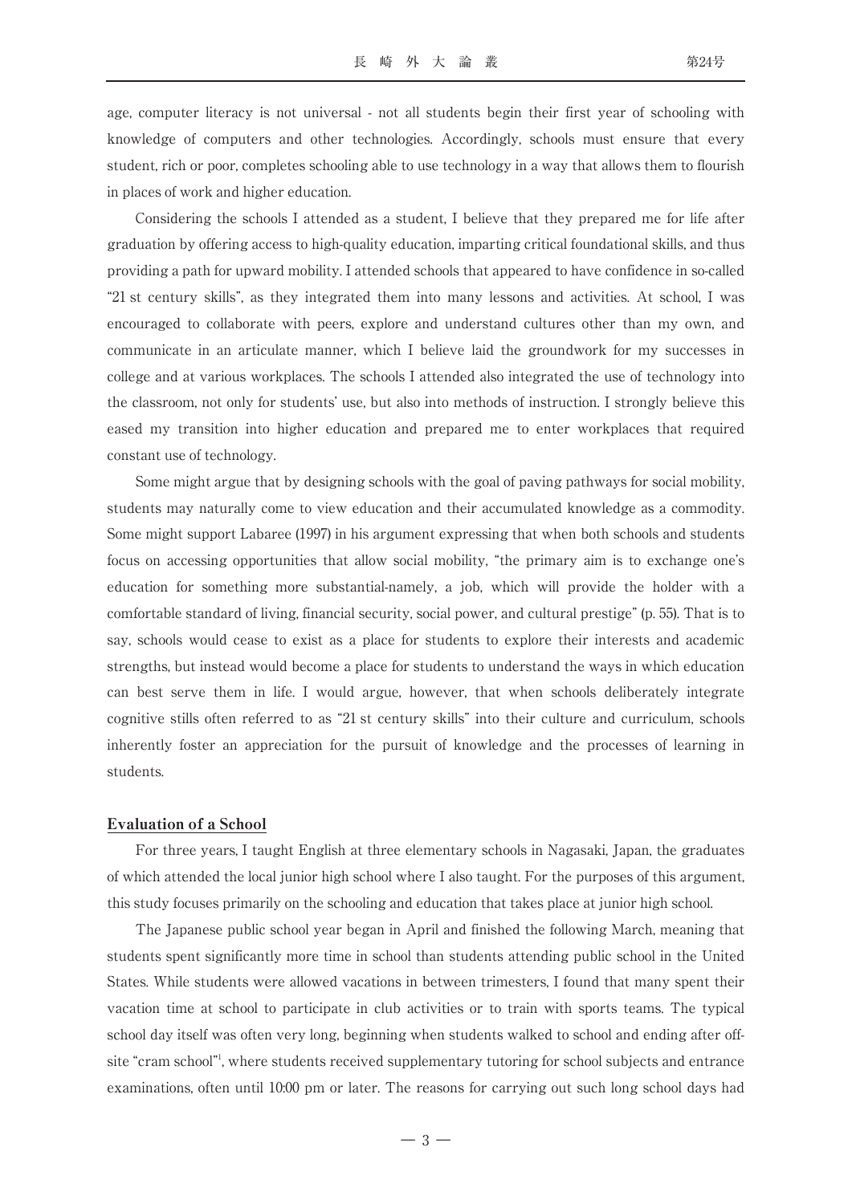age, computer literacy is not universal - not all students begin their first year of schooling with knowledge of computers and other technologies. Accordingly, schools must ensure that every student, rich or poor, completes schooling able to use technology in a way that allows them to flourish in places of work and higher education.

Considering the schools I attended as a student, I believe that they prepared me for life after graduation by offering access to high-quality education, imparting critical foundational skills, and thus providing a path for upward mobility. I attended schools that appeared to have confidence in so-called "21 st century skills", as they integrated them into many lessons and activities. At school, I was encouraged to collaborate with peers, explore and understand cultures other than my own, and communicate in an articulate manner, which I believe laid the groundwork for my successes in college and at various workplaces. The schools I attended also integrated the use of technology into the classroom, not only for students' use, but also into methods of instruction. I strongly believe this eased my transition into higher education and prepared me to enter workplaces that required constant use of technology.

Some might argue that by designing schools with the goal of paving pathways for social mobility, students may naturally come to view education and their accumulated knowledge as a commodity. Some might support Labaree (1997) in his argument expressing that when both schools and students focus on accessing opportunities that allow social mobility, "the primary aim is to exchange one's education for something more substantial-namely, a job, which will provide the holder with a comfortable standard of living, financial security, social power, and cultural prestige" (p. 55). That is to say, schools would cease to exist as a place for students to explore their interests and academic strengths, but instead would become a place for students to understand the ways in which education can best serve them in life. I would argue, however, that when schools deliberately integrate cognitive stills often referred to as "21 st century skills" into their culture and curriculum, schools inherently foster an appreciation for the pursuit of knowledge and the processes of learning in students.

## Evaluation of a School

For three years, I taught English at three elementary schools in Nagasaki, Japan, the graduates of which attended the local junior high school where I also taught. For the purposes of this argument, this study focuses primarily on the schooling and education that takes place at junior high school.

The Japanese public school year began in April and finished the following March, meaning that students spent significantly more time in school than students attending public school in the United States. While students were allowed vacations in between trimesters, I found that many spent their vacation time at school to participate in club activities or to train with sports teams. The typical school day itself was often very long, beginning when students walked to school and ending after off-site "cram school"[1], where students received supplementary tutoring for school subjects and entrance examinations, often until 10:00 pm or later. The reasons for carrying out such long school days had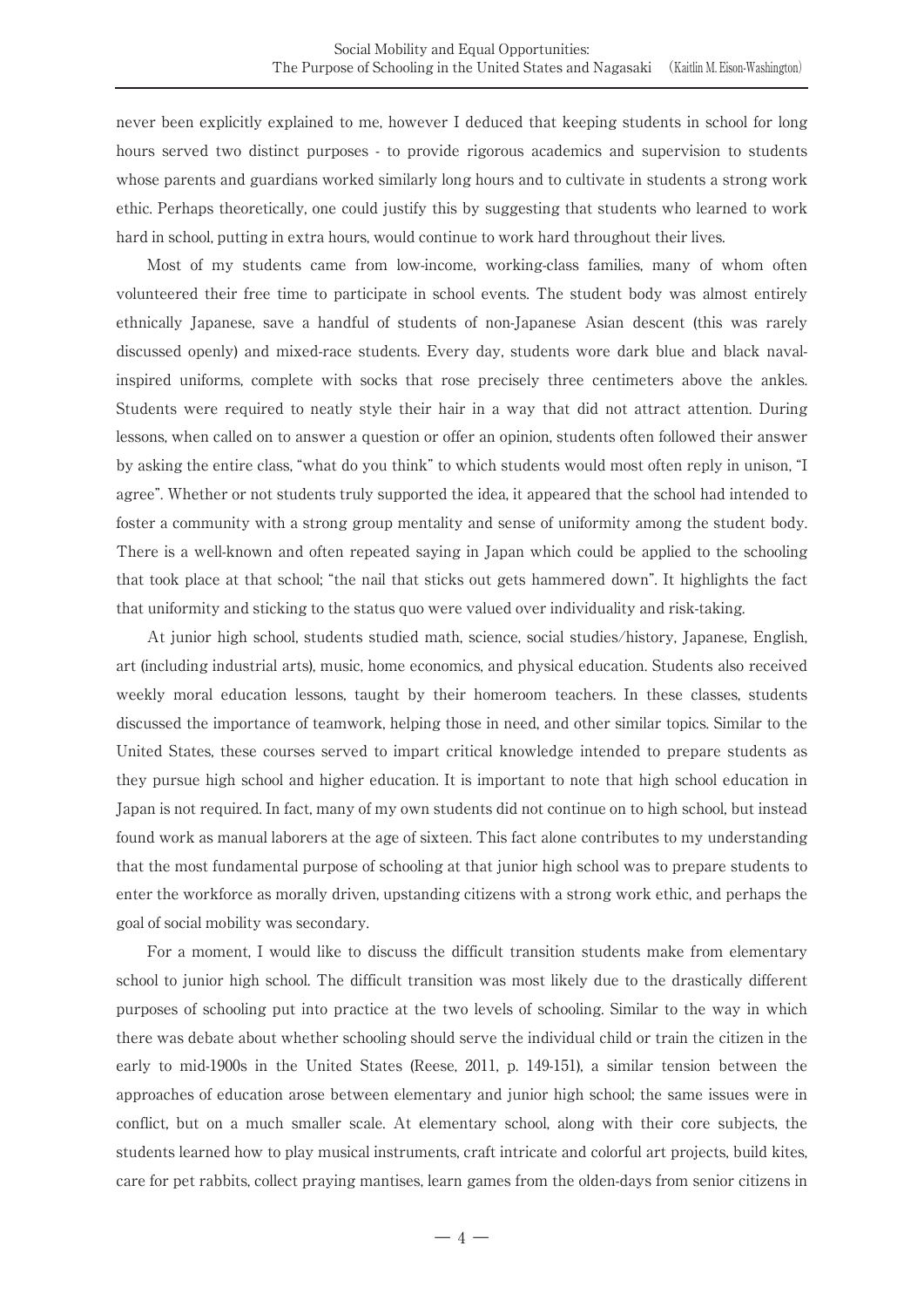never been explicitly explained to me, however I deduced that keeping students in school for long hours served two distinct purposes - to provide rigorous academics and supervision to students whose parents and guardians worked similarly long hours and to cultivate in students a strong work ethic. Perhaps theoretically, one could justify this by suggesting that students who learned to work hard in school, putting in extra hours, would continue to work hard throughout their lives.

Most of my students came from low-income, working-class families, many of whom often volunteered their free time to participate in school events. The student body was almost entirely ethnically Japanese, save a handful of students of non-Japanese Asian descent (this was rarely discussed openly) and mixed-race students. Every day, students wore dark blue and black naval-inspired uniforms, complete with socks that rose precisely three centimeters above the ankles. Students were required to neatly style their hair in a way that did not attract attention. During lessons, when called on to answer a question or offer an opinion, students often followed their answer by asking the entire class, "what do you think" to which students would most often reply in unison, "I agree". Whether or not students truly supported the idea, it appeared that the school had intended to foster a community with a strong group mentality and sense of uniformity among the student body. There is a well-known and often repeated saying in Japan which could be applied to the schooling that took place at that school; "the nail that sticks out gets hammered down". It highlights the fact that uniformity and sticking to the status quo were valued over individuality and risk-taking.

At junior high school, students studied math, science, social studies/history, Japanese, English, art (including industrial arts), music, home economics, and physical education. Students also received weekly moral education lessons, taught by their homeroom teachers. In these classes, students discussed the importance of teamwork, helping those in need, and other similar topics. Similar to the United States, these courses served to impart critical knowledge intended to prepare students as they pursue high school and higher education. It is important to note that high school education in Japan is not required. In fact, many of my own students did not continue on to high school, but instead found work as manual laborers at the age of sixteen. This fact alone contributes to my understanding that the most fundamental purpose of schooling at that junior high school was to prepare students to enter the workforce as morally driven, upstanding citizens with a strong work ethic, and perhaps the goal of social mobility was secondary.

For a moment, I would like to discuss the difficult transition students make from elementary school to junior high school. The difficult transition was most likely due to the drastically different purposes of schooling put into practice at the two levels of schooling. Similar to the way in which there was debate about whether schooling should serve the individual child or train the citizen in the early to mid-1900s in the United States (Reese, 2011, p. 149-151), a similar tension between the approaches of education arose between elementary and junior high school; the same issues were in conflict, but on a much smaller scale. At elementary school, along with their core subjects, the students learned how to play musical instruments, craft intricate and colorful art projects, build kites, care for pet rabbits, collect praying mantises, learn games from the olden-days from senior citizens in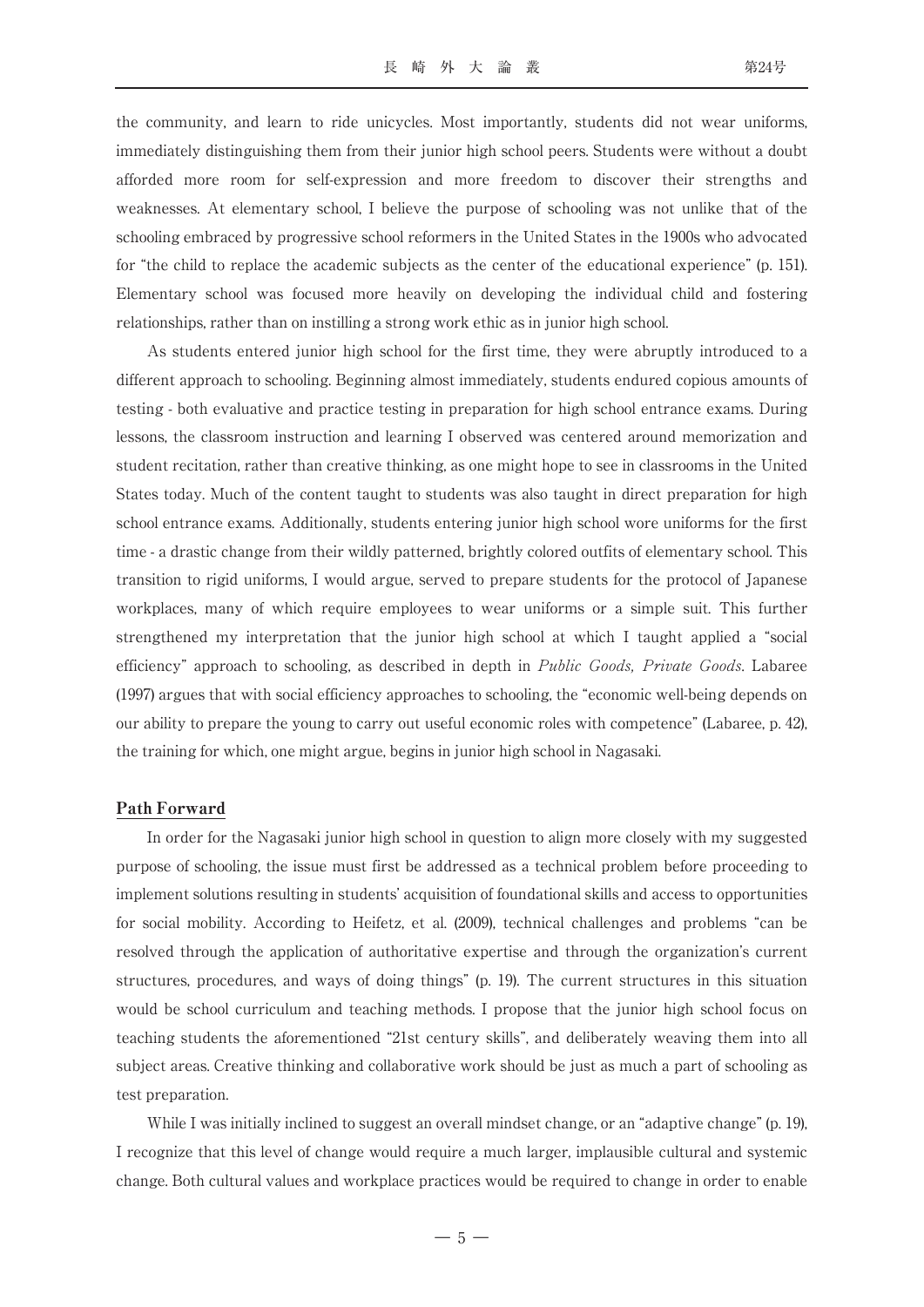the community, and learn to ride unicycles. Most importantly, students did not wear uniforms, immediately distinguishing them from their junior high school peers. Students were without a doubt afforded more room for self-expression and more freedom to discover their strengths and weaknesses. At elementary school, I believe the purpose of schooling was not unlike that of the schooling embraced by progressive school reformers in the United States in the 1900s who advocated for "the child to replace the academic subjects as the center of the educational experience" (p. 151). Elementary school was focused more heavily on developing the individual child and fostering relationships, rather than on instilling a strong work ethic as in junior high school.

As students entered junior high school for the first time, they were abruptly introduced to a different approach to schooling. Beginning almost immediately, students endured copious amounts of testing - both evaluative and practice testing in preparation for high school entrance exams. During lessons, the classroom instruction and learning I observed was centered around memorization and student recitation, rather than creative thinking, as one might hope to see in classrooms in the United States today. Much of the content taught to students was also taught in direct preparation for high school entrance exams. Additionally, students entering junior high school wore uniforms for the first time - a drastic change from their wildly patterned, brightly colored outfits of elementary school. This transition to rigid uniforms, I would argue, served to prepare students for the protocol of Japanese workplaces, many of which require employees to wear uniforms or a simple suit. This further strengthened my interpretation that the junior high school at which I taught applied a "social efficiency" approach to schooling, as described in depth in *Public Goods, Private Goods*. Labaree (1997) argues that with social efficiency approaches to schooling, the "economic well-being depends on our ability to prepare the young to carry out useful economic roles with competence" (Labaree, p. 42), the training for which, one might argue, begins in junior high school in Nagasaki.

## Path Forward

In order for the Nagasaki junior high school in question to align more closely with my suggested purpose of schooling, the issue must first be addressed as a technical problem before proceeding to implement solutions resulting in students' acquisition of foundational skills and access to opportunities for social mobility. According to Heifetz, et al. (2009), technical challenges and problems "can be resolved through the application of authoritative expertise and through the organization's current structures, procedures, and ways of doing things" (p. 19). The current structures in this situation would be school curriculum and teaching methods. I propose that the junior high school focus on teaching students the aforementioned "21st century skills", and deliberately weaving them into all subject areas. Creative thinking and collaborative work should be just as much a part of schooling as test preparation.

While I was initially inclined to suggest an overall mindset change, or an "adaptive change" (p. 19), I recognize that this level of change would require a much larger, implausible cultural and systemic change. Both cultural values and workplace practices would be required to change in order to enable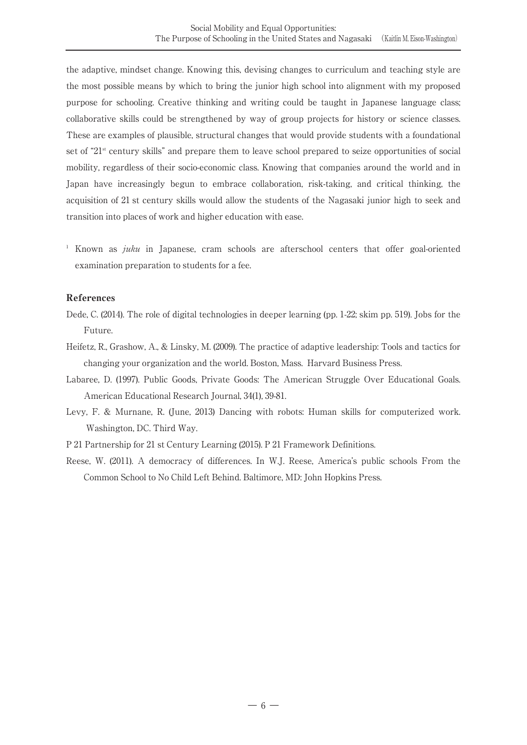the adaptive, mindset change. Knowing this, devising changes to curriculum and teaching style are the most possible means by which to bring the junior high school into alignment with my proposed purpose for schooling. Creative thinking and writing could be taught in Japanese language class; collaborative skills could be strengthened by way of group projects for history or science classes. These are examples of plausible, structural changes that would provide students with a foundational set of "21st century skills" and prepare them to leave school prepared to seize opportunities of social mobility, regardless of their socio-economic class. Knowing that companies around the world and in Japan have increasingly begun to embrace collaboration, risk-taking, and critical thinking, the acquisition of 21 st century skills would allow the students of the Nagasaki junior high to seek and transition into places of work and higher education with ease.

[1] Known as *juku* in Japanese, cram schools are afterschool centers that offer goal-oriented examination preparation to students for a fee.

## References

Dede, C. (2014). The role of digital technologies in deeper learning (pp. 1-22; skim pp. 519). Jobs for the Future.

Heifetz, R., Grashow, A., & Linsky, M. (2009). The practice of adaptive leadership: Tools and tactics for changing your organization and the world. Boston, Mass. Harvard Business Press.

Labaree, D. (1997). Public Goods, Private Goods: The American Struggle Over Educational Goals. American Educational Research Journal, 34(1), 39-81.

Levy, F. & Murnane, R. (June, 2013) Dancing with robots: Human skills for computerized work. Washington, DC. Third Way.

P 21 Partnership for 21 st Century Learning (2015). P 21 Framework Definitions.

Reese, W. (2011). A democracy of differences. In W.J. Reese, America's public schools From the Common School to No Child Left Behind. Baltimore, MD: John Hopkins Press.